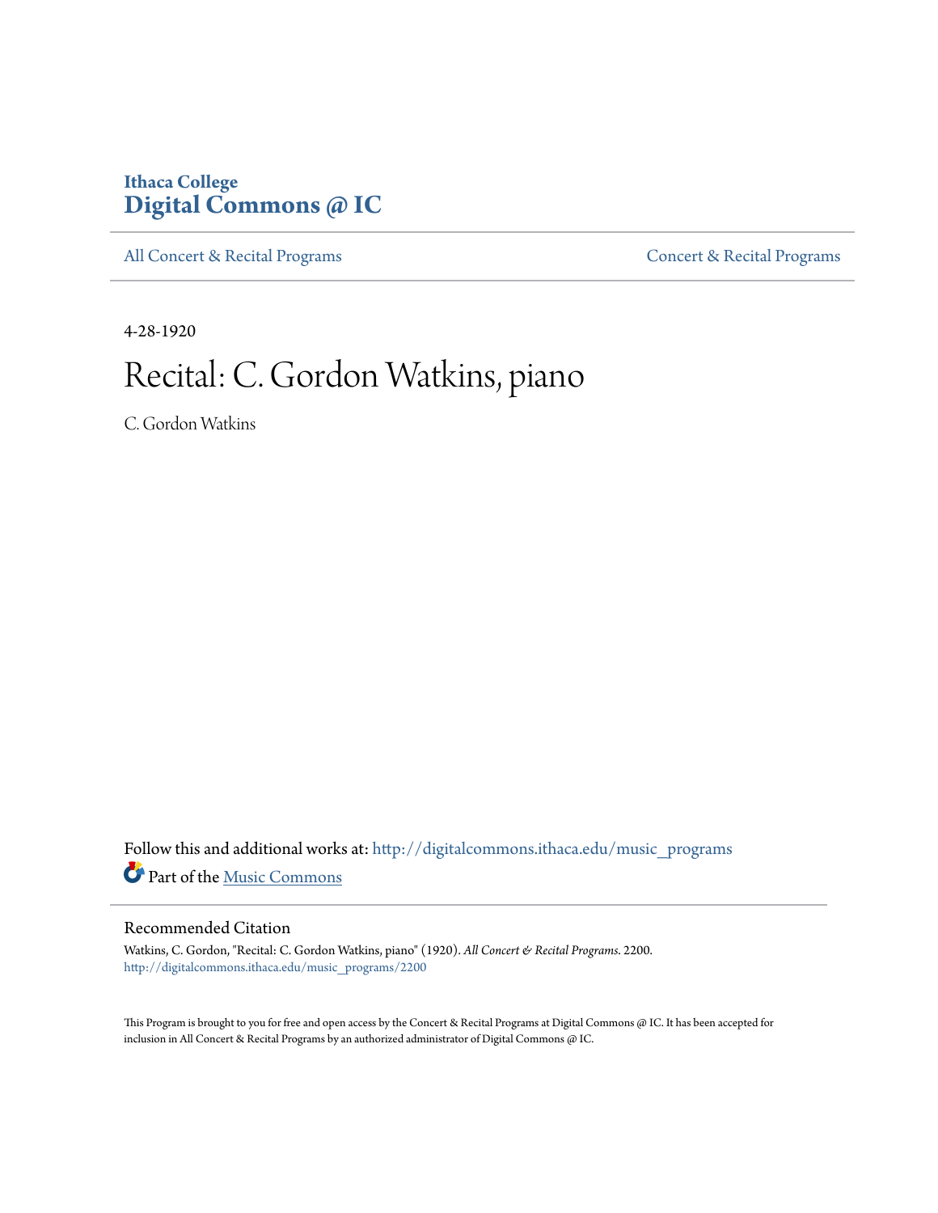Ithaca College
**Digital Commons @ IC**

All Concert & Recital Programs | Concert & Recital Programs

4-28-1920

# Recital: C. Gordon Watkins, piano

C. Gordon Watkins

Follow this and additional works at: http://digitalcommons.ithaca.edu/music_programs

Part of the Music Commons

## Recommended Citation

Watkins, C. Gordon, "Recital: C. Gordon Watkins, piano" (1920). *All Concert & Recital Programs*. 2200.
http://digitalcommons.ithaca.edu/music_programs/2200

This Program is brought to you for free and open access by the Concert & Recital Programs at Digital Commons @ IC. It has been accepted for inclusion in All Concert & Recital Programs by an authorized administrator of Digital Commons @ IC.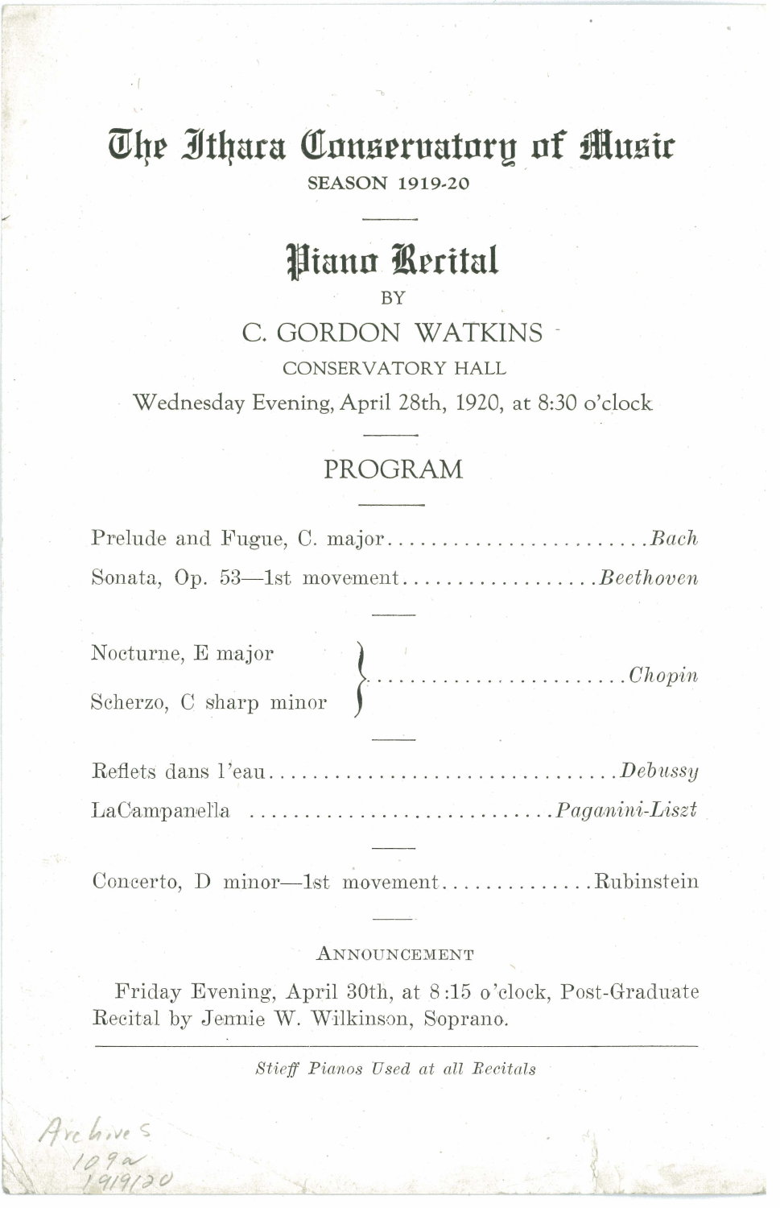# The Ithaca Conservatory of Music

SEASON 1919-20

## Piano Recital

BY

C. GORDON WATKINS

CONSERVATORY HALL

Wednesday Evening, April 28th, 1920, at 8:30 o'clock

### PROGRAM

Prelude and Fugue, C. major........................*Bach*

Sonata, Op. 53—1st movement..................*Beethoven*

Nocturne, E major
Scherzo, C sharp minor ........................*Chopin*

Reflets dans l'eau................................*Debussy*

LaCampanella ............................*Paganini-Liszt*

Concerto, D minor—1st movement..............Rubinstein

ANNOUNCEMENT

Friday Evening, April 30th, at 8:15 o'clock, Post-Graduate Recital by Jennie W. Wilkinson, Soprano.

*Stieff Pianos Used at all Recitals*

Archives
109a
1919/20